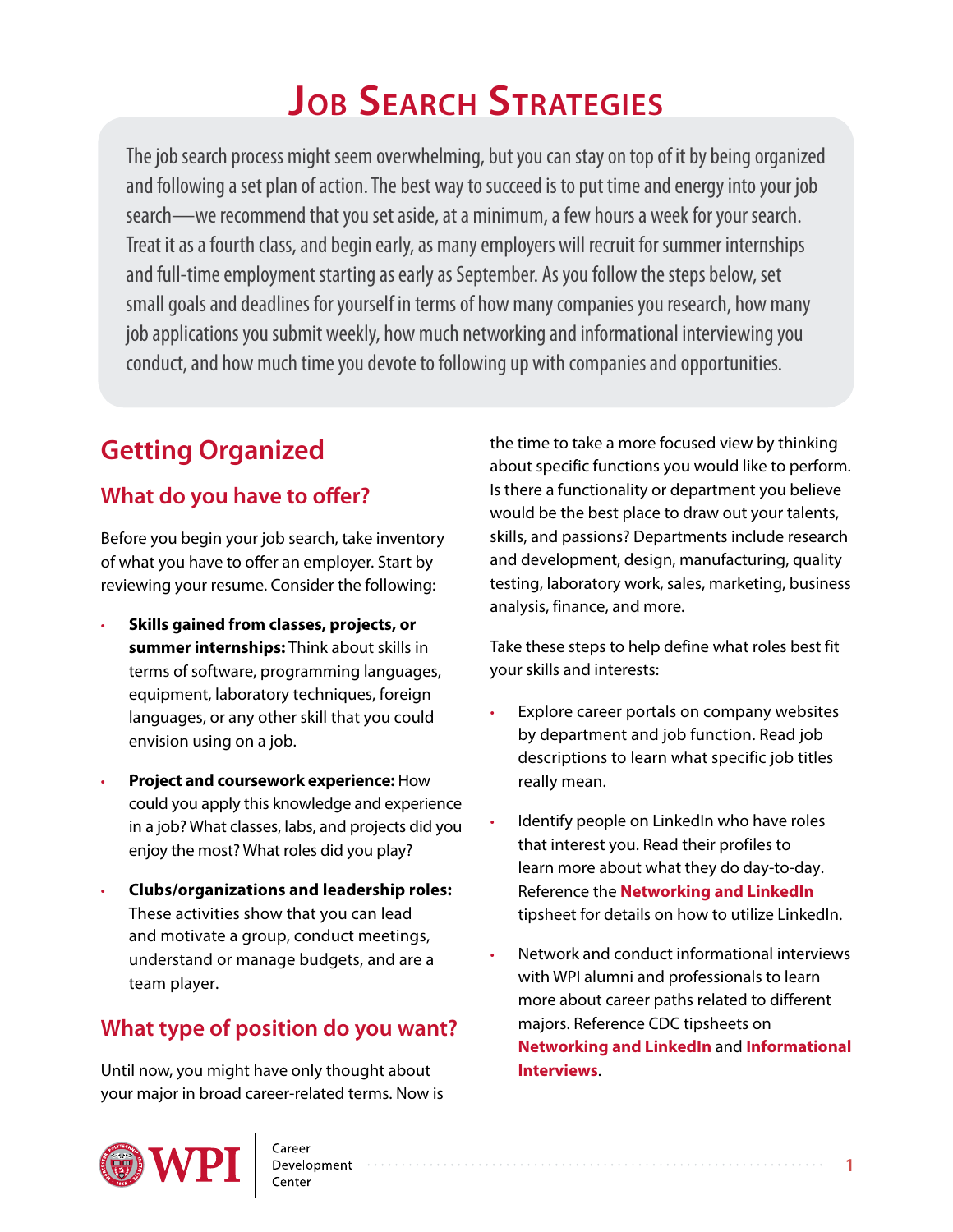# Job Search Strategies

The job search process might seem overwhelming, but you can stay on top of it by being organized and following a set plan of action. The best way to succeed is to put time and energy into your job search—we recommend that you set aside, at a minimum, a few hours a week for your search. Treat it as a fourth class, and begin early, as many employers will recruit for summer internships and full-time employment starting as early as September. As you follow the steps below, set small goals and deadlines for yourself in terms of how many companies you research, how many job applications you submit weekly, how much networking and informational interviewing you conduct, and how much time you devote to following up with companies and opportunities.

## Getting Organized

### What do you have to offer?

Before you begin your job search, take inventory of what you have to offer an employer. Start by reviewing your resume. Consider the following:

- **Skills gained from classes, projects, or summer internships:** Think about skills in terms of software, programming languages, equipment, laboratory techniques, foreign languages, or any other skill that you could envision using on a job.
- **Project and coursework experience:** How could you apply this knowledge and experience in a job? What classes, labs, and projects did you enjoy the most? What roles did you play?
- **Clubs/organizations and leadership roles:** These activities show that you can lead and motivate a group, conduct meetings, understand or manage budgets, and are a team player.

### What type of position do you want?

Until now, you might have only thought about your major in broad career-related terms. Now is the time to take a more focused view by thinking about specific functions you would like to perform. Is there a functionality or department you believe would be the best place to draw out your talents, skills, and passions? Departments include research and development, design, manufacturing, quality testing, laboratory work, sales, marketing, business analysis, finance, and more.

Take these steps to help define what roles best fit your skills and interests:

- Explore career portals on company websites by department and job function. Read job descriptions to learn what specific job titles really mean.
- Identify people on LinkedIn who have roles that interest you. Read their profiles to learn more about what they do day-to-day. Reference the **Networking and LinkedIn** tipsheet for details on how to utilize LinkedIn.
- Network and conduct informational interviews with WPI alumni and professionals to learn more about career paths related to different majors. Reference CDC tipsheets on **Networking and LinkedIn** and **Informational Interviews**.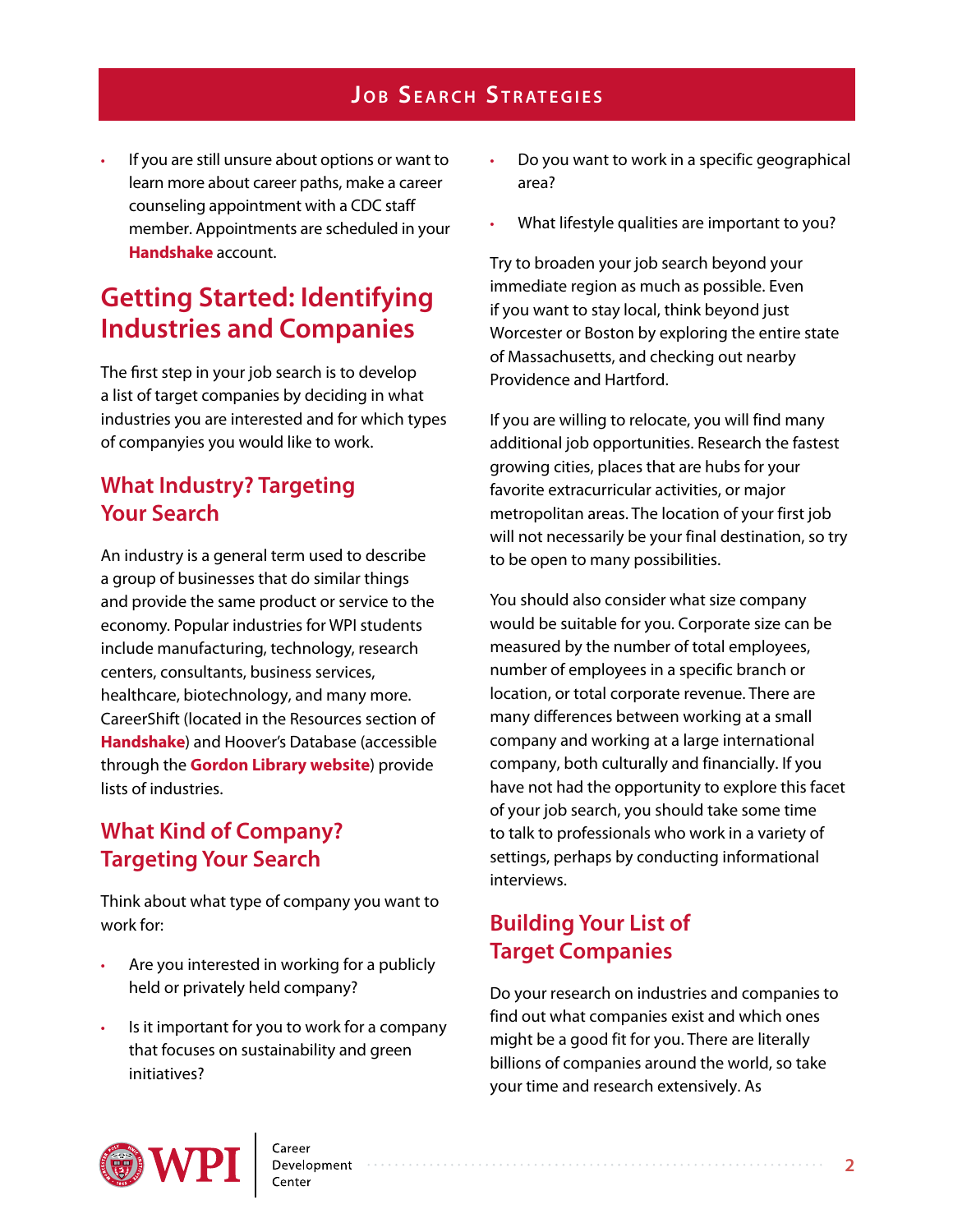- If you are still unsure about options or want to learn more about career paths, make a career counseling appointment with a CDC staff member. Appointments are scheduled in your **Handshake** account.

## Getting Started: Identifying Industries and Companies

The first step in your job search is to develop a list of target companies by deciding in what industries you are interested and for which types of companyies you would like to work.

### What Industry? Targeting Your Search

An industry is a general term used to describe a group of businesses that do similar things and provide the same product or service to the economy. Popular industries for WPI students include manufacturing, technology, research centers, consultants, business services, healthcare, biotechnology, and many more. CareerShift (located in the Resources section of **Handshake**) and Hoover's Database (accessible through the **Gordon Library website**) provide lists of industries.

### What Kind of Company? Targeting Your Search

Think about what type of company you want to work for:

- Are you interested in working for a publicly held or privately held company?
- Is it important for you to work for a company that focuses on sustainability and green initiatives?
- Do you want to work in a specific geographical area?
- What lifestyle qualities are important to you?

Try to broaden your job search beyond your immediate region as much as possible. Even if you want to stay local, think beyond just Worcester or Boston by exploring the entire state of Massachusetts, and checking out nearby Providence and Hartford.

If you are willing to relocate, you will find many additional job opportunities. Research the fastest growing cities, places that are hubs for your favorite extracurricular activities, or major metropolitan areas. The location of your first job will not necessarily be your final destination, so try to be open to many possibilities.

You should also consider what size company would be suitable for you. Corporate size can be measured by the number of total employees, number of employees in a specific branch or location, or total corporate revenue. There are many differences between working at a small company and working at a large international company, both culturally and financially. If you have not had the opportunity to explore this facet of your job search, you should take some time to talk to professionals who work in a variety of settings, perhaps by conducting informational interviews.

### Building Your List of Target Companies

Do your research on industries and companies to find out what companies exist and which ones might be a good fit for you. There are literally billions of companies around the world, so take your time and research extensively. As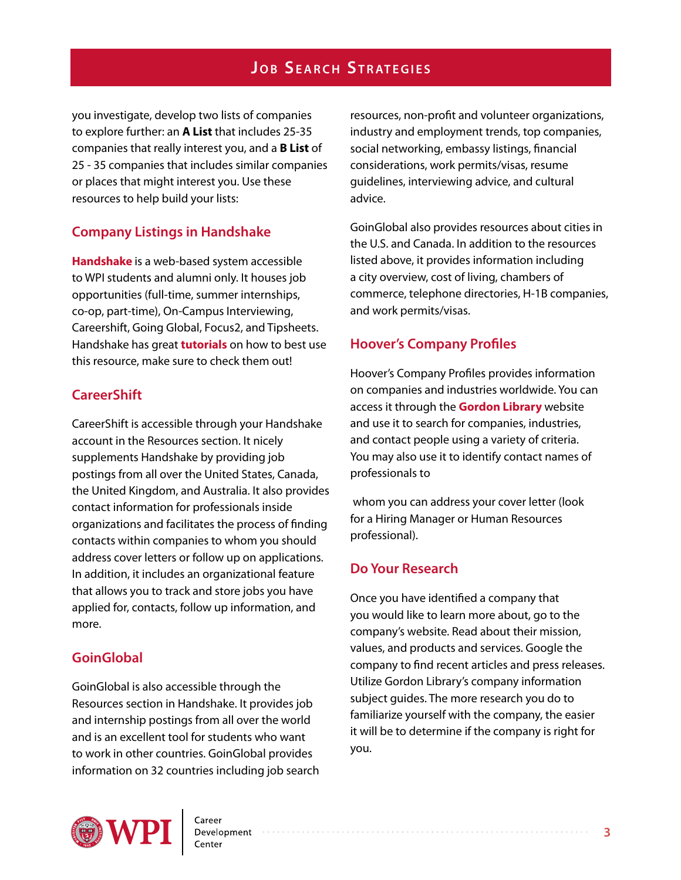you investigate, develop two lists of companies to explore further: an **A List** that includes 25-35 companies that really interest you, and a **B List** of 25 - 35 companies that includes similar companies or places that might interest you. Use these resources to help build your lists:

## Company Listings in Handshake

**Handshake** is a web-based system accessible to WPI students and alumni only. It houses job opportunities (full-time, summer internships, co-op, part-time), On-Campus Interviewing, Careershift, Going Global, Focus2, and Tipsheets. Handshake has great **tutorials** on how to best use this resource, make sure to check them out!

## CareerShift

CareerShift is accessible through your Handshake account in the Resources section. It nicely supplements Handshake by providing job postings from all over the United States, Canada, the United Kingdom, and Australia. It also provides contact information for professionals inside organizations and facilitates the process of finding contacts within companies to whom you should address cover letters or follow up on applications. In addition, it includes an organizational feature that allows you to track and store jobs you have applied for, contacts, follow up information, and more.

## GoinGlobal

GoinGlobal is also accessible through the Resources section in Handshake. It provides job and internship postings from all over the world and is an excellent tool for students who want to work in other countries. GoinGlobal provides information on 32 countries including job search resources, non-profit and volunteer organizations, industry and employment trends, top companies, social networking, embassy listings, financial considerations, work permits/visas, resume guidelines, interviewing advice, and cultural advice.

GoinGlobal also provides resources about cities in the U.S. and Canada. In addition to the resources listed above, it provides information including a city overview, cost of living, chambers of commerce, telephone directories, H-1B companies, and work permits/visas.

## Hoover's Company Profiles

Hoover's Company Profiles provides information on companies and industries worldwide. You can access it through the **Gordon Library** website and use it to search for companies, industries, and contact people using a variety of criteria. You may also use it to identify contact names of professionals to whom you can address your cover letter (look for a Hiring Manager or Human Resources professional).

## Do Your Research

Once you have identified a company that you would like to learn more about, go to the company's website. Read about their mission, values, and products and services. Google the company to find recent articles and press releases. Utilize Gordon Library's company information subject guides. The more research you do to familiarize yourself with the company, the easier it will be to determine if the company is right for you.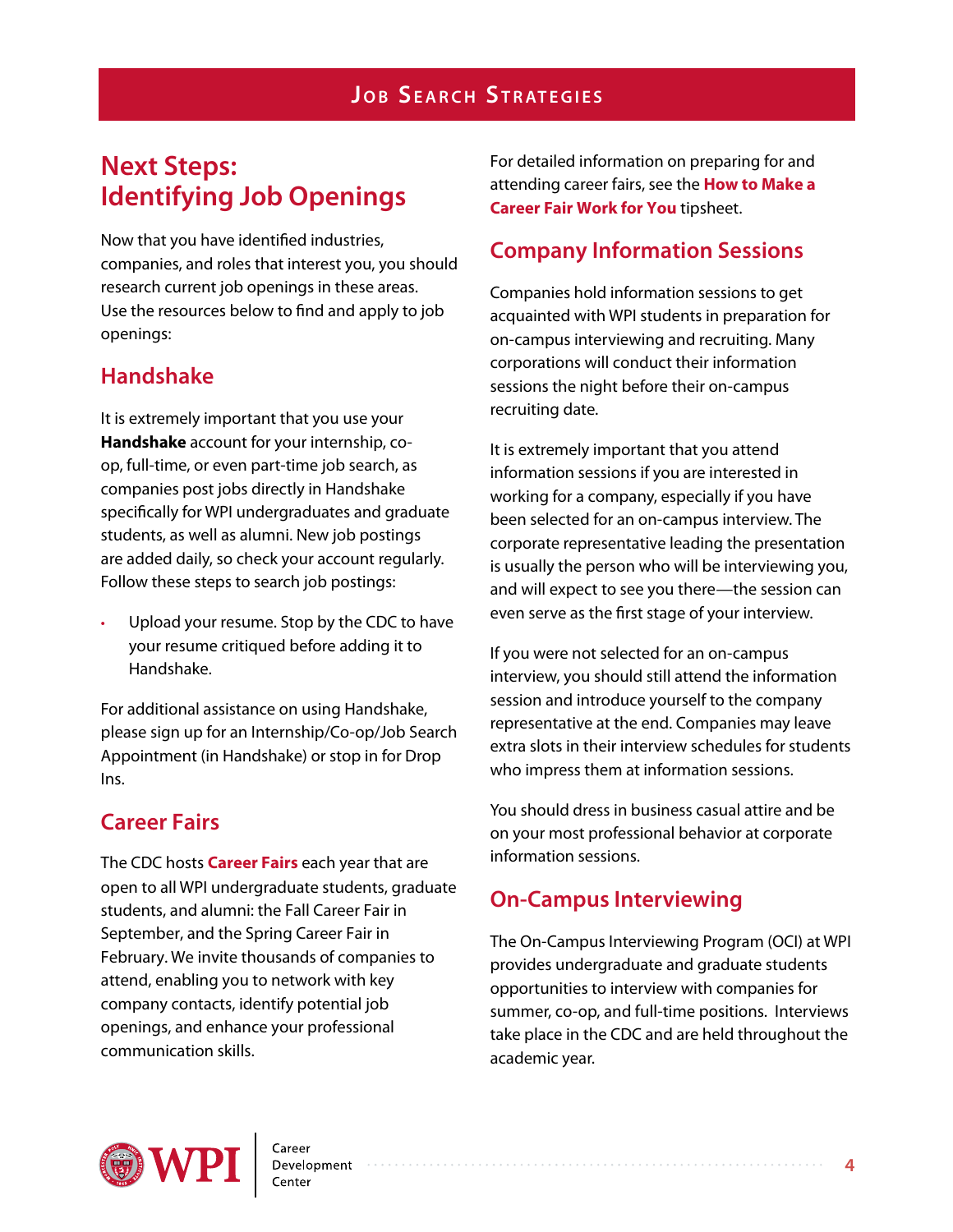# Next Steps: Identifying Job Openings

Now that you have identified industries, companies, and roles that interest you, you should research current job openings in these areas. Use the resources below to find and apply to job openings:

## Handshake

It is extremely important that you use your **Handshake** account for your internship, co-op, full-time, or even part-time job search, as companies post jobs directly in Handshake specifically for WPI undergraduates and graduate students, as well as alumni. New job postings are added daily, so check your account regularly. Follow these steps to search job postings:

- Upload your resume. Stop by the CDC to have your resume critiqued before adding it to Handshake.

For additional assistance on using Handshake, please sign up for an Internship/Co-op/Job Search Appointment (in Handshake) or stop in for Drop Ins.

## Career Fairs

The CDC hosts **Career Fairs** each year that are open to all WPI undergraduate students, graduate students, and alumni: the Fall Career Fair in September, and the Spring Career Fair in February. We invite thousands of companies to attend, enabling you to network with key company contacts, identify potential job openings, and enhance your professional communication skills.

For detailed information on preparing for and attending career fairs, see the **How to Make a Career Fair Work for You** tipsheet.

## Company Information Sessions

Companies hold information sessions to get acquainted with WPI students in preparation for on-campus interviewing and recruiting. Many corporations will conduct their information sessions the night before their on-campus recruiting date.

It is extremely important that you attend information sessions if you are interested in working for a company, especially if you have been selected for an on-campus interview. The corporate representative leading the presentation is usually the person who will be interviewing you, and will expect to see you there—the session can even serve as the first stage of your interview.

If you were not selected for an on-campus interview, you should still attend the information session and introduce yourself to the company representative at the end. Companies may leave extra slots in their interview schedules for students who impress them at information sessions.

You should dress in business casual attire and be on your most professional behavior at corporate information sessions.

## On-Campus Interviewing

The On-Campus Interviewing Program (OCI) at WPI provides undergraduate and graduate students opportunities to interview with companies for summer, co-op, and full-time positions. Interviews take place in the CDC and are held throughout the academic year.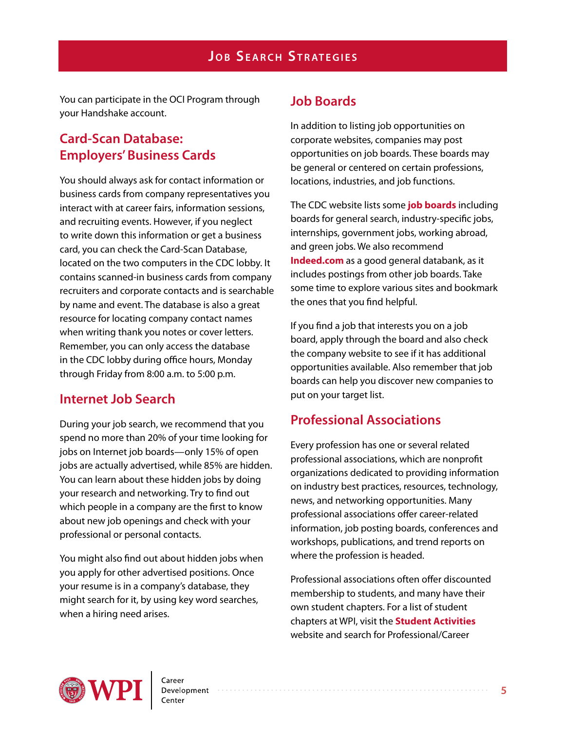You can participate in the OCI Program through your Handshake account.

## Card-Scan Database: Employers' Business Cards

You should always ask for contact information or business cards from company representatives you interact with at career fairs, information sessions, and recruiting events. However, if you neglect to write down this information or get a business card, you can check the Card-Scan Database, located on the two computers in the CDC lobby. It contains scanned-in business cards from company recruiters and corporate contacts and is searchable by name and event. The database is also a great resource for locating company contact names when writing thank you notes or cover letters. Remember, you can only access the database in the CDC lobby during office hours, Monday through Friday from 8:00 a.m. to 5:00 p.m.

## Internet Job Search

During your job search, we recommend that you spend no more than 20% of your time looking for jobs on Internet job boards—only 15% of open jobs are actually advertised, while 85% are hidden. You can learn about these hidden jobs by doing your research and networking. Try to find out which people in a company are the first to know about new job openings and check with your professional or personal contacts.

You might also find out about hidden jobs when you apply for other advertised positions. Once your resume is in a company's database, they might search for it, by using key word searches, when a hiring need arises.

## Job Boards

In addition to listing job opportunities on corporate websites, companies may post opportunities on job boards. These boards may be general or centered on certain professions, locations, industries, and job functions.

The CDC website lists some **job boards** including boards for general search, industry-specific jobs, internships, government jobs, working abroad, and green jobs. We also recommend **Indeed.com** as a good general databank, as it includes postings from other job boards. Take some time to explore various sites and bookmark the ones that you find helpful.

If you find a job that interests you on a job board, apply through the board and also check the company website to see if it has additional opportunities available. Also remember that job boards can help you discover new companies to put on your target list.

## Professional Associations

Every profession has one or several related professional associations, which are nonprofit organizations dedicated to providing information on industry best practices, resources, technology, news, and networking opportunities. Many professional associations offer career-related information, job posting boards, conferences and workshops, publications, and trend reports on where the profession is headed.

Professional associations often offer discounted membership to students, and many have their own student chapters. For a list of student chapters at WPI, visit the **Student Activities** website and search for Professional/Career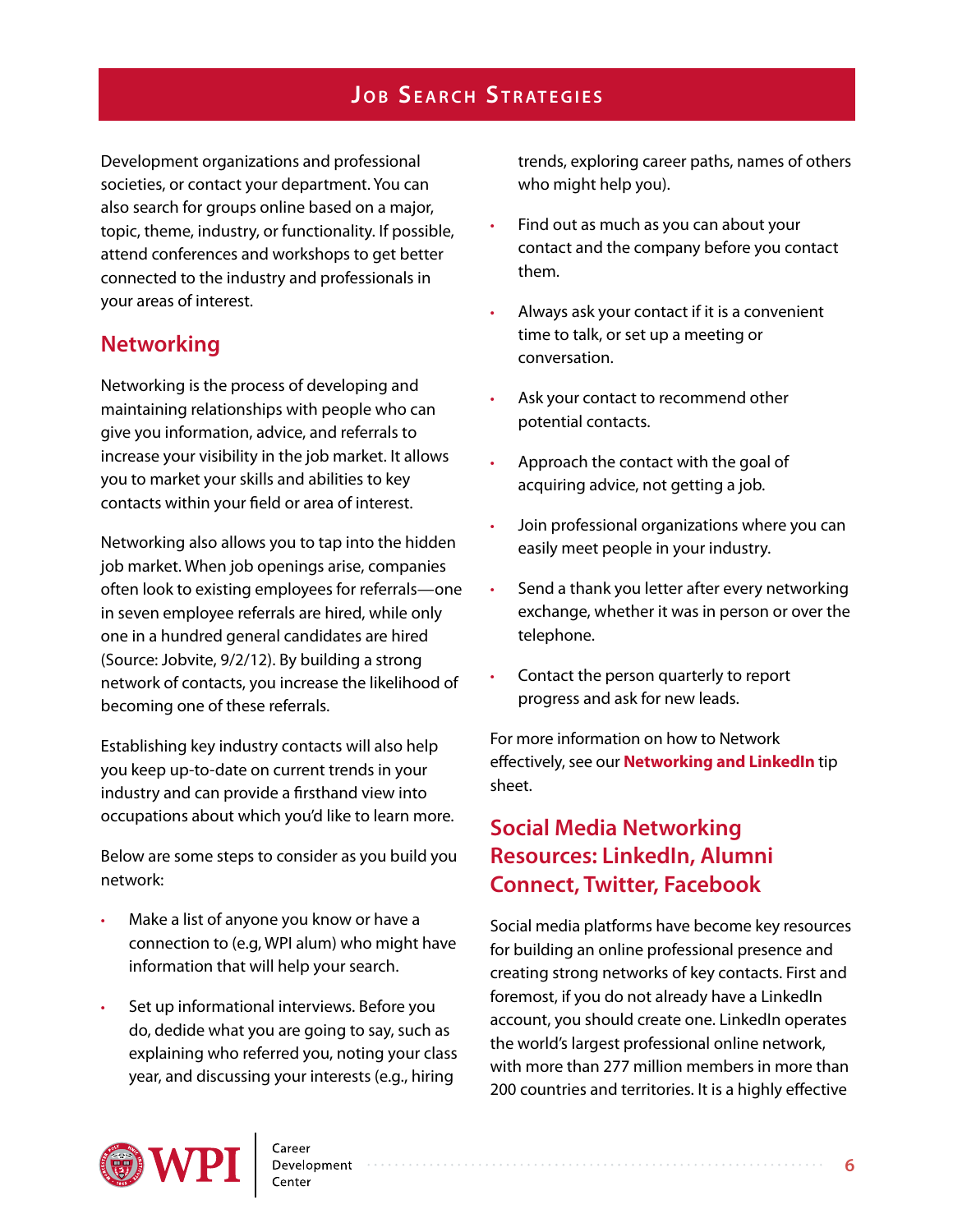Development organizations and professional societies, or contact your department. You can also search for groups online based on a major, topic, theme, industry, or functionality. If possible, attend conferences and workshops to get better connected to the industry and professionals in your areas of interest.

## Networking

Networking is the process of developing and maintaining relationships with people who can give you information, advice, and referrals to increase your visibility in the job market. It allows you to market your skills and abilities to key contacts within your field or area of interest.

Networking also allows you to tap into the hidden job market. When job openings arise, companies often look to existing employees for referrals—one in seven employee referrals are hired, while only one in a hundred general candidates are hired (Source: Jobvite, 9/2/12). By building a strong network of contacts, you increase the likelihood of becoming one of these referrals.

Establishing key industry contacts will also help you keep up-to-date on current trends in your industry and can provide a firsthand view into occupations about which you'd like to learn more.

Below are some steps to consider as you build you network:

- Make a list of anyone you know or have a connection to (e.g, WPI alum) who might have information that will help your search.
- Set up informational interviews. Before you do, dedide what you are going to say, such as explaining who referred you, noting your class year, and discussing your interests (e.g., hiring trends, exploring career paths, names of others who might help you).
- Find out as much as you can about your contact and the company before you contact them.
- Always ask your contact if it is a convenient time to talk, or set up a meeting or conversation.
- Ask your contact to recommend other potential contacts.
- Approach the contact with the goal of acquiring advice, not getting a job.
- Join professional organizations where you can easily meet people in your industry.
- Send a thank you letter after every networking exchange, whether it was in person or over the telephone.
- Contact the person quarterly to report progress and ask for new leads.

For more information on how to Network effectively, see our **Networking and LinkedIn** tip sheet.

## Social Media Networking Resources: LinkedIn, Alumni Connect, Twitter, Facebook

Social media platforms have become key resources for building an online professional presence and creating strong networks of key contacts. First and foremost, if you do not already have a LinkedIn account, you should create one. LinkedIn operates the world's largest professional online network, with more than 277 million members in more than 200 countries and territories. It is a highly effective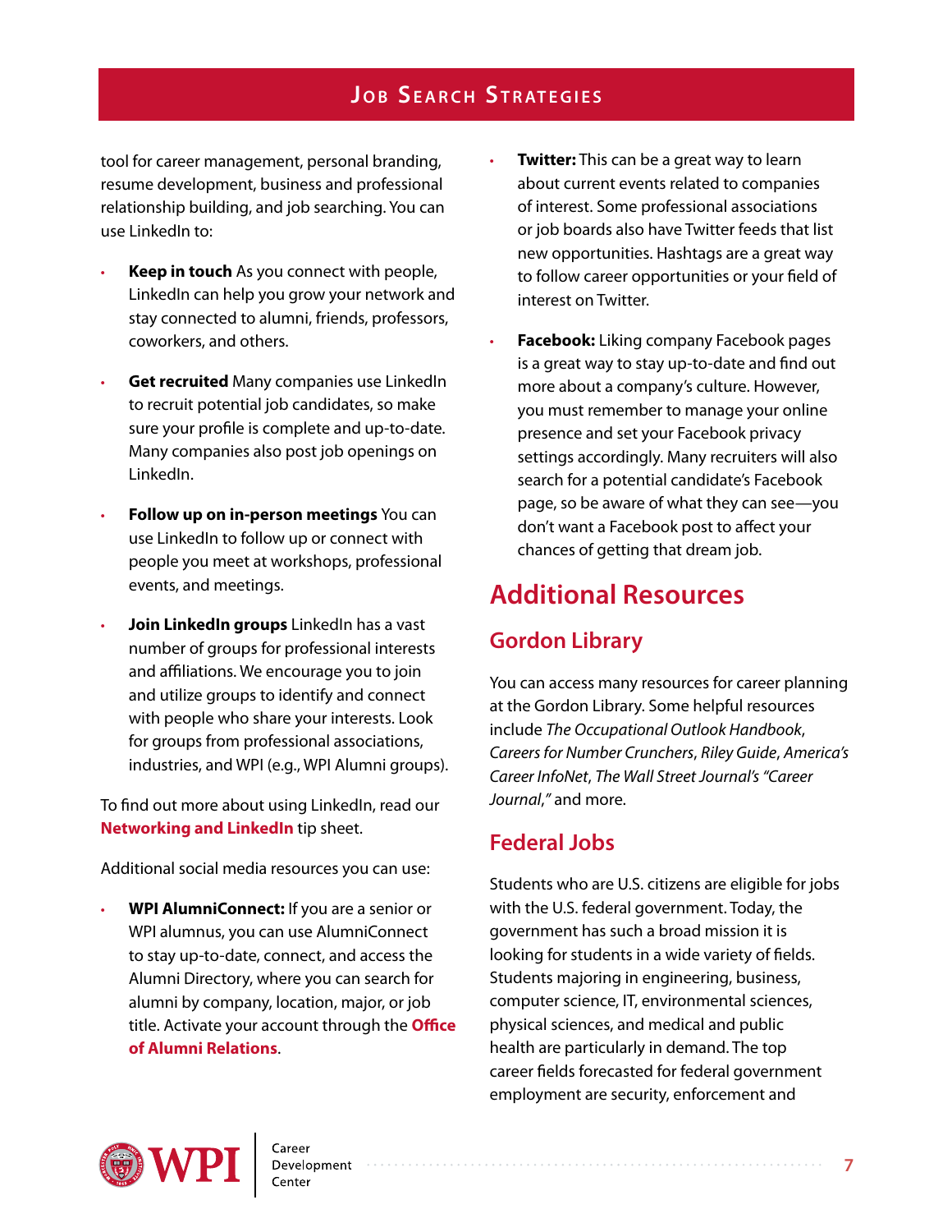tool for career management, personal branding, resume development, business and professional relationship building, and job searching. You can use LinkedIn to:

- **Keep in touch** As you connect with people, LinkedIn can help you grow your network and stay connected to alumni, friends, professors, coworkers, and others.
- **Get recruited** Many companies use LinkedIn to recruit potential job candidates, so make sure your profile is complete and up-to-date. Many companies also post job openings on LinkedIn.
- **Follow up on in-person meetings** You can use LinkedIn to follow up or connect with people you meet at workshops, professional events, and meetings.
- **Join LinkedIn groups** LinkedIn has a vast number of groups for professional interests and affiliations. We encourage you to join and utilize groups to identify and connect with people who share your interests. Look for groups from professional associations, industries, and WPI (e.g., WPI Alumni groups).

To find out more about using LinkedIn, read our **Networking and LinkedIn** tip sheet.

Additional social media resources you can use:

- **WPI AlumniConnect:** If you are a senior or WPI alumnus, you can use AlumniConnect to stay up-to-date, connect, and access the Alumni Directory, where you can search for alumni by company, location, major, or job title. Activate your account through the **Office of Alumni Relations**.
- **Twitter:** This can be a great way to learn about current events related to companies of interest. Some professional associations or job boards also have Twitter feeds that list new opportunities. Hashtags are a great way to follow career opportunities or your field of interest on Twitter.
- **Facebook:** Liking company Facebook pages is a great way to stay up-to-date and find out more about a company's culture. However, you must remember to manage your online presence and set your Facebook privacy settings accordingly. Many recruiters will also search for a potential candidate's Facebook page, so be aware of what they can see—you don't want a Facebook post to affect your chances of getting that dream job.

## Additional Resources

### Gordon Library

You can access many resources for career planning at the Gordon Library. Some helpful resources include *The Occupational Outlook Handbook*, *Careers for Number Crunchers*, *Riley Guide*, *America's Career InfoNet*, *The Wall Street Journal's "Career Journal,"* and more.

### Federal Jobs

Students who are U.S. citizens are eligible for jobs with the U.S. federal government. Today, the government has such a broad mission it is looking for students in a wide variety of fields. Students majoring in engineering, business, computer science, IT, environmental sciences, physical sciences, and medical and public health are particularly in demand. The top career fields forecasted for federal government employment are security, enforcement and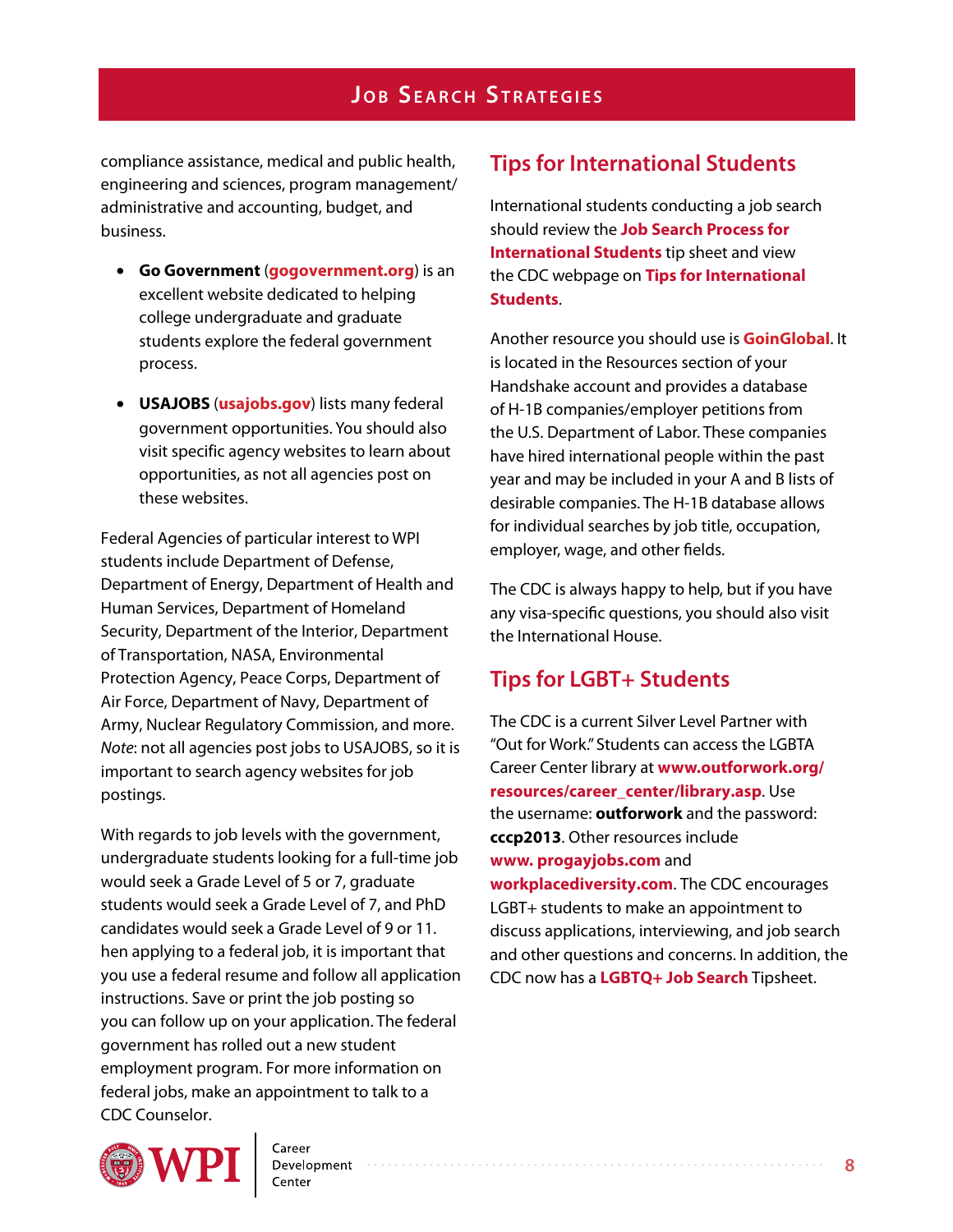compliance assistance, medical and public health, engineering and sciences, program management/ administrative and accounting, budget, and business.

- **Go Government** (**gogovernment.org**) is an excellent website dedicated to helping college undergraduate and graduate students explore the federal government process.
- **USAJOBS** (**usajobs.gov**) lists many federal government opportunities. You should also visit specific agency websites to learn about opportunities, as not all agencies post on these websites.

Federal Agencies of particular interest to WPI students include Department of Defense, Department of Energy, Department of Health and Human Services, Department of Homeland Security, Department of the Interior, Department of Transportation, NASA, Environmental Protection Agency, Peace Corps, Department of Air Force, Department of Navy, Department of Army, Nuclear Regulatory Commission, and more. *Note*: not all agencies post jobs to USAJOBS, so it is important to search agency websites for job postings.

With regards to job levels with the government, undergraduate students looking for a full-time job would seek a Grade Level of 5 or 7, graduate students would seek a Grade Level of 7, and PhD candidates would seek a Grade Level of 9 or 11. hen applying to a federal job, it is important that you use a federal resume and follow all application instructions. Save or print the job posting so you can follow up on your application. The federal government has rolled out a new student employment program. For more information on federal jobs, make an appointment to talk to a CDC Counselor.

## Tips for International Students

International students conducting a job search should review the **Job Search Process for International Students** tip sheet and view the CDC webpage on **Tips for International Students**.

Another resource you should use is **GoinGlobal**. It is located in the Resources section of your Handshake account and provides a database of H-1B companies/employer petitions from the U.S. Department of Labor. These companies have hired international people within the past year and may be included in your A and B lists of desirable companies. The H-1B database allows for individual searches by job title, occupation, employer, wage, and other fields.

The CDC is always happy to help, but if you have any visa-specific questions, you should also visit the International House.

## Tips for LGBT+ Students

The CDC is a current Silver Level Partner with "Out for Work." Students can access the LGBTA Career Center library at **www.outforwork.org/resources/career_center/library.asp**. Use the username: **outforwork** and the password: **cccp2013**. Other resources include **www. progayjobs.com** and **workplacediversity.com**. The CDC encourages LGBT+ students to make an appointment to discuss applications, interviewing, and job search and other questions and concerns. In addition, the CDC now has a **LGBTQ+ Job Search** Tipsheet.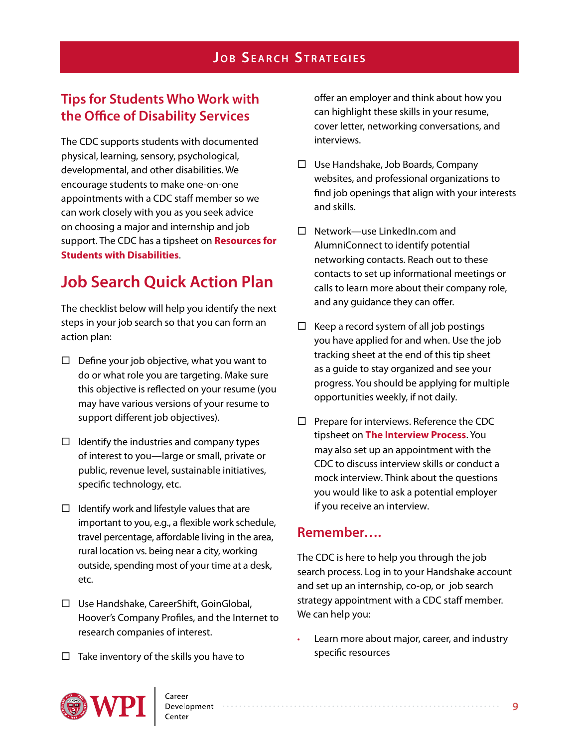## Tips for Students Who Work with the Office of Disability Services

The CDC supports students with documented physical, learning, sensory, psychological, developmental, and other disabilities. We encourage students to make one-on-one appointments with a CDC staff member so we can work closely with you as you seek advice on choosing a major and internship and job support. The CDC has a tipsheet on **Resources for Students with Disabilities**.

# Job Search Quick Action Plan

The checklist below will help you identify the next steps in your job search so that you can form an action plan:

- ☐ Define your job objective, what you want to do or what role you are targeting. Make sure this objective is reflected on your resume (you may have various versions of your resume to support different job objectives).
- ☐ Identify the industries and company types of interest to you—large or small, private or public, revenue level, sustainable initiatives, specific technology, etc.
- ☐ Identify work and lifestyle values that are important to you, e.g., a flexible work schedule, travel percentage, affordable living in the area, rural location vs. being near a city, working outside, spending most of your time at a desk, etc.
- ☐ Use Handshake, CareerShift, GoinGlobal, Hoover's Company Profiles, and the Internet to research companies of interest.
- ☐ Take inventory of the skills you have to offer an employer and think about how you can highlight these skills in your resume, cover letter, networking conversations, and interviews.
- ☐ Use Handshake, Job Boards, Company websites, and professional organizations to find job openings that align with your interests and skills.
- ☐ Network—use LinkedIn.com and AlumniConnect to identify potential networking contacts. Reach out to these contacts to set up informational meetings or calls to learn more about their company role, and any guidance they can offer.
- ☐ Keep a record system of all job postings you have applied for and when. Use the job tracking sheet at the end of this tip sheet as a guide to stay organized and see your progress. You should be applying for multiple opportunities weekly, if not daily.
- ☐ Prepare for interviews. Reference the CDC tipsheet on **The Interview Process**. You may also set up an appointment with the CDC to discuss interview skills or conduct a mock interview. Think about the questions you would like to ask a potential employer if you receive an interview.

## Remember….

The CDC is here to help you through the job search process. Log in to your Handshake account and set up an internship, co-op, or job search strategy appointment with a CDC staff member. We can help you:

- Learn more about major, career, and industry specific resources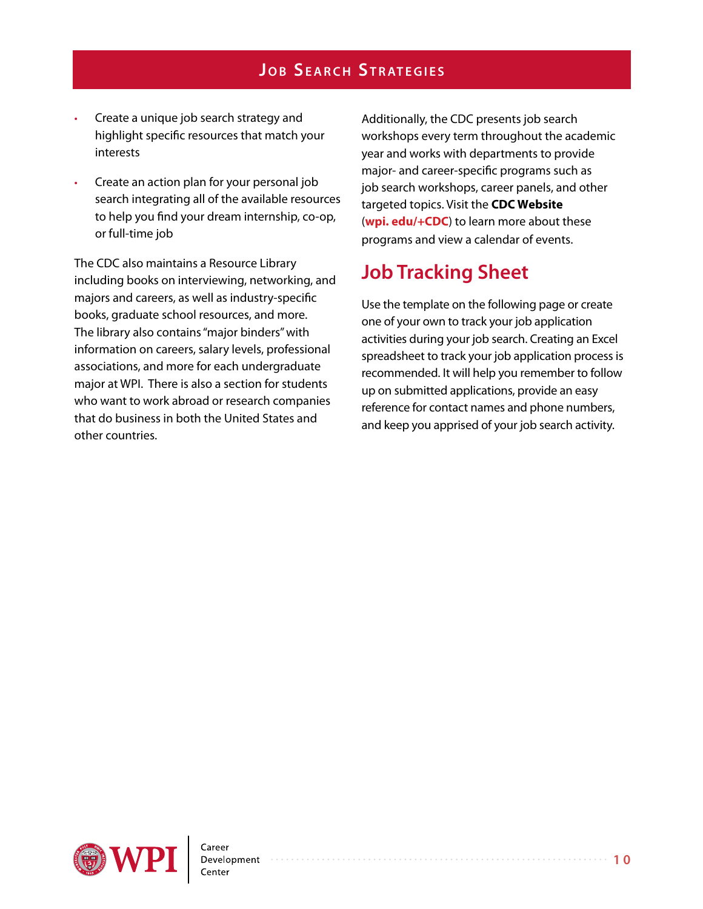- Create a unique job search strategy and highlight specific resources that match your interests
- Create an action plan for your personal job search integrating all of the available resources to help you find your dream internship, co-op, or full-time job

The CDC also maintains a Resource Library including books on interviewing, networking, and majors and careers, as well as industry-specific books, graduate school resources, and more. The library also contains "major binders" with information on careers, salary levels, professional associations, and more for each undergraduate major at WPI. There is also a section for students who want to work abroad or research companies that do business in both the United States and other countries.

Additionally, the CDC presents job search workshops every term throughout the academic year and works with departments to provide major- and career-specific programs such as job search workshops, career panels, and other targeted topics. Visit the **CDC Website** (**wpi. edu/+CDC**) to learn more about these programs and view a calendar of events.

## Job Tracking Sheet

Use the template on the following page or create one of your own to track your job application activities during your job search. Creating an Excel spreadsheet to track your job application process is recommended. It will help you remember to follow up on submitted applications, provide an easy reference for contact names and phone numbers, and keep you apprised of your job search activity.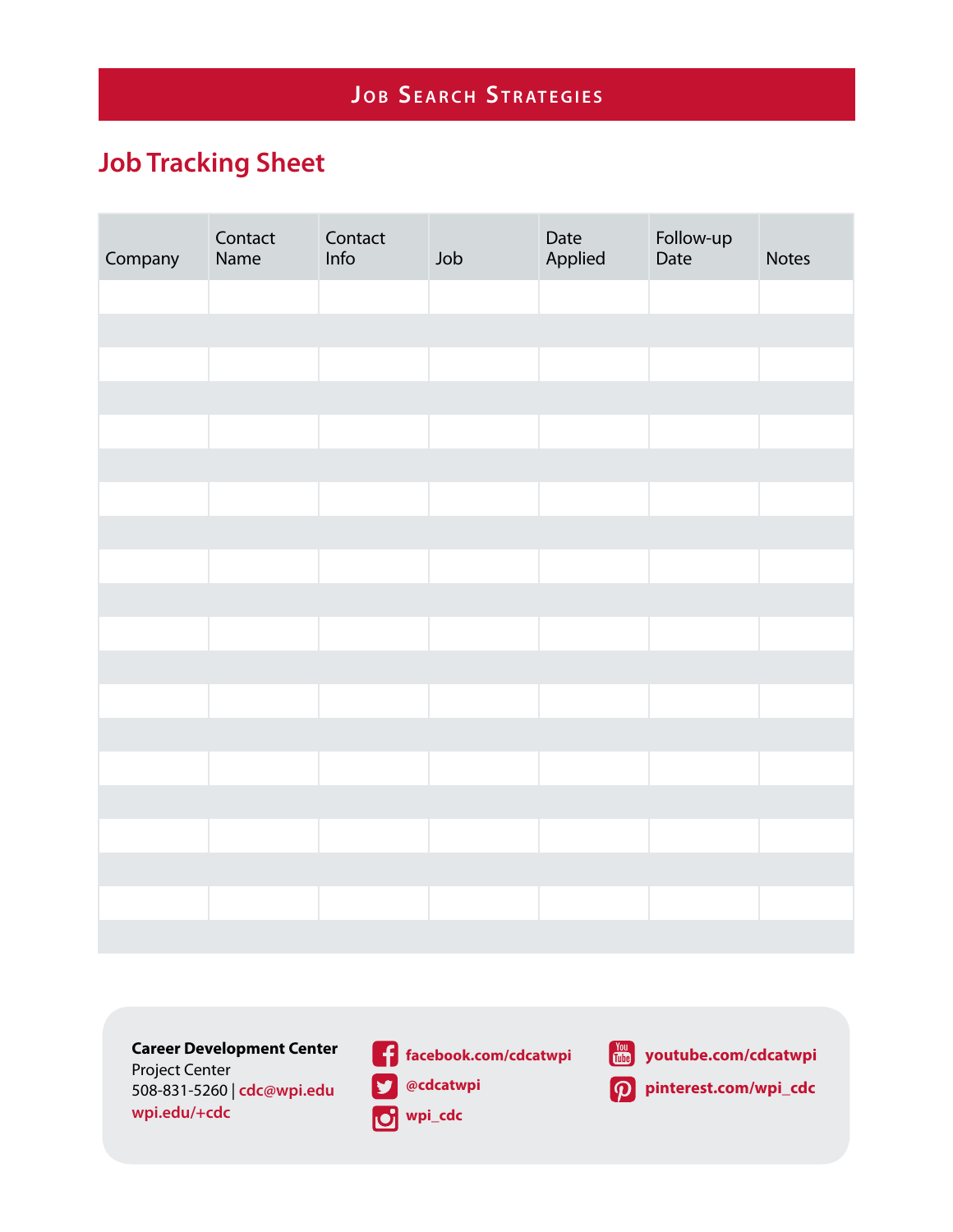# Job Search Strategies

## Job Tracking Sheet

| Company | Contact Name | Contact Info | Job | Date Applied | Follow-up Date | Notes |
|---|---|---|---|---|---|---|
| | | | | | | |
| | | | | | | |
| | | | | | | |
| | | | | | | |
| | | | | | | |
| | | | | | | |
| | | | | | | |
| | | | | | | |
| | | | | | | |
| | | | | | | |
| | | | | | | |
| | | | | | | |
| | | | | | | |
| | | | | | | |
| | | | | | | |
| | | | | | | |
| | | | | | | |
| | | | | | | |
| | | | | | | |
| | | | | | | |
| | | | | | | |
| | | | | | | |

**Career Development Center**
Project Center
508-831-5260 | cdc@wpi.edu
wpi.edu/+cdc

facebook.com/cdcatwpi
@cdcatwpi
wpi_cdc

youtube.com/cdcatwpi
pinterest.com/wpi_cdc